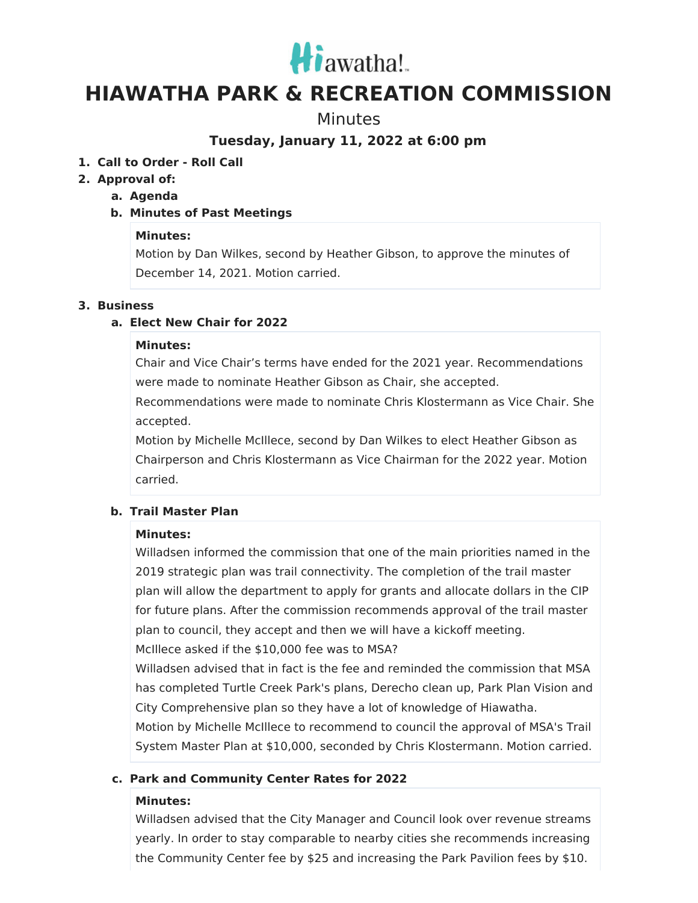# HIAWATHA PARK & RECREATION COMMISSION

Minutes

**Tuesday, January 11, 2022 at 6:00 pm**

1. **Call to Order - Roll Call**
2. **Approval of:**
   a. **Agenda**
   b. **Minutes of Past Meetings**

   **Minutes:**
   Motion by Dan Wilkes, second by Heather Gibson, to approve the minutes of December 14, 2021. Motion carried.

3. **Business**
   a. **Elect New Chair for 2022**

   **Minutes:**
   Chair and Vice Chair's terms have ended for the 2021 year. Recommendations were made to nominate Heather Gibson as Chair, she accepted.
   Recommendations were made to nominate Chris Klostermann as Vice Chair. She accepted.
   Motion by Michelle McIllece, second by Dan Wilkes to elect Heather Gibson as Chairperson and Chris Klostermann as Vice Chairman for the 2022 year. Motion carried.

   b. **Trail Master Plan**

   **Minutes:**
   Willadsen informed the commission that one of the main priorities named in the 2019 strategic plan was trail connectivity. The completion of the trail master plan will allow the department to apply for grants and allocate dollars in the CIP for future plans. After the commission recommends approval of the trail master plan to council, they accept and then we will have a kickoff meeting.
   McIllece asked if the $10,000 fee was to MSA?
   Willadsen advised that in fact is the fee and reminded the commission that MSA has completed Turtle Creek Park's plans, Derecho clean up, Park Plan Vision and City Comprehensive plan so they have a lot of knowledge of Hiawatha.
   Motion by Michelle McIllece to recommend to council the approval of MSA's Trail System Master Plan at $10,000, seconded by Chris Klostermann. Motion carried.

   c. **Park and Community Center Rates for 2022**

   **Minutes:**
   Willadsen advised that the City Manager and Council look over revenue streams yearly. In order to stay comparable to nearby cities she recommends increasing the Community Center fee by $25 and increasing the Park Pavilion fees by $10.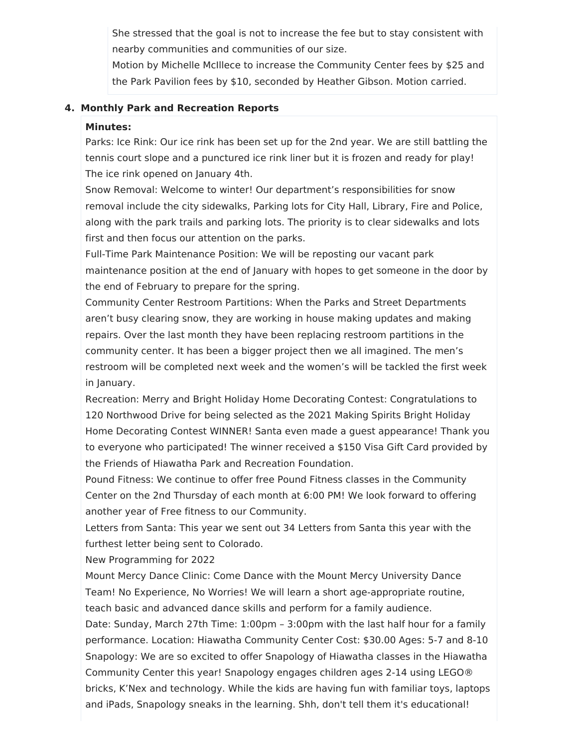She stressed that the goal is not to increase the fee but to stay consistent with nearby communities and communities of our size.

Motion by Michelle McIllece to increase the Community Center fees by $25 and the Park Pavilion fees by $10, seconded by Heather Gibson. Motion carried.

**4. Monthly Park and Recreation Reports**

**Minutes:**

Parks: Ice Rink: Our ice rink has been set up for the 2nd year. We are still battling the tennis court slope and a punctured ice rink liner but it is frozen and ready for play! The ice rink opened on January 4th.

Snow Removal: Welcome to winter! Our department's responsibilities for snow removal include the city sidewalks, Parking lots for City Hall, Library, Fire and Police, along with the park trails and parking lots. The priority is to clear sidewalks and lots first and then focus our attention on the parks.

Full-Time Park Maintenance Position: We will be reposting our vacant park maintenance position at the end of January with hopes to get someone in the door by the end of February to prepare for the spring.

Community Center Restroom Partitions: When the Parks and Street Departments aren't busy clearing snow, they are working in house making updates and making repairs. Over the last month they have been replacing restroom partitions in the community center. It has been a bigger project then we all imagined. The men's restroom will be completed next week and the women's will be tackled the first week in January.

Recreation: Merry and Bright Holiday Home Decorating Contest: Congratulations to 120 Northwood Drive for being selected as the 2021 Making Spirits Bright Holiday Home Decorating Contest WINNER! Santa even made a guest appearance! Thank you to everyone who participated! The winner received a $150 Visa Gift Card provided by the Friends of Hiawatha Park and Recreation Foundation.

Pound Fitness: We continue to offer free Pound Fitness classes in the Community Center on the 2nd Thursday of each month at 6:00 PM! We look forward to offering another year of Free fitness to our Community.

Letters from Santa: This year we sent out 34 Letters from Santa this year with the furthest letter being sent to Colorado.

New Programming for 2022

Mount Mercy Dance Clinic: Come Dance with the Mount Mercy University Dance Team! No Experience, No Worries! We will learn a short age-appropriate routine, teach basic and advanced dance skills and perform for a family audience.

Date: Sunday, March 27th Time: 1:00pm – 3:00pm with the last half hour for a family performance. Location: Hiawatha Community Center Cost: $30.00 Ages: 5-7 and 8-10

Snapology: We are so excited to offer Snapology of Hiawatha classes in the Hiawatha Community Center this year! Snapology engages children ages 2-14 using LEGO® bricks, K'Nex and technology. While the kids are having fun with familiar toys, laptops and iPads, Snapology sneaks in the learning. Shh, don't tell them it's educational!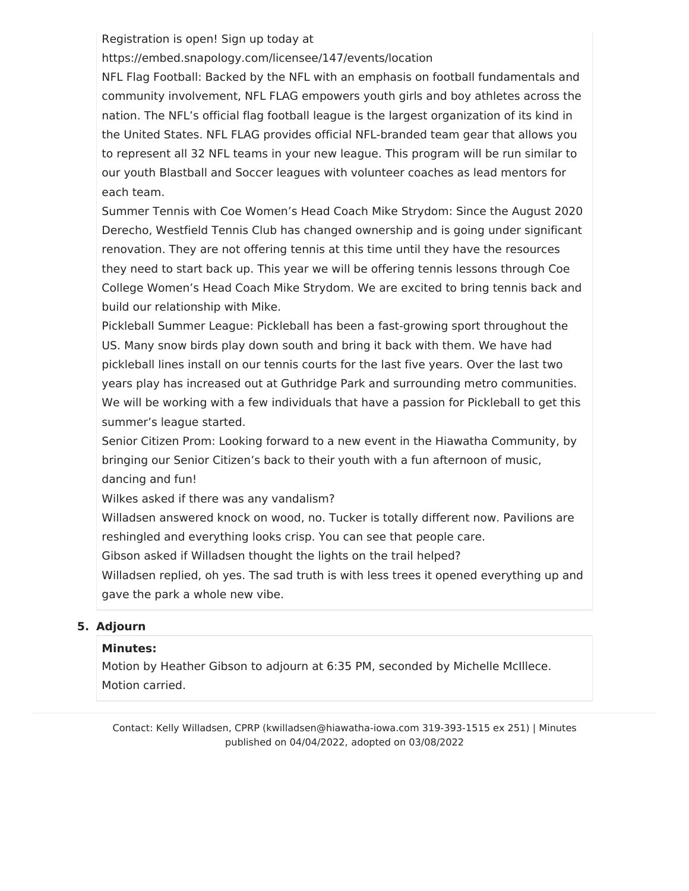Registration is open! Sign up today at https://embed.snapology.com/licensee/147/events/location

NFL Flag Football: Backed by the NFL with an emphasis on football fundamentals and community involvement, NFL FLAG empowers youth girls and boy athletes across the nation. The NFL's official flag football league is the largest organization of its kind in the United States. NFL FLAG provides official NFL-branded team gear that allows you to represent all 32 NFL teams in your new league. This program will be run similar to our youth Blastball and Soccer leagues with volunteer coaches as lead mentors for each team.

Summer Tennis with Coe Women's Head Coach Mike Strydom: Since the August 2020 Derecho, Westfield Tennis Club has changed ownership and is going under significant renovation. They are not offering tennis at this time until they have the resources they need to start back up. This year we will be offering tennis lessons through Coe College Women's Head Coach Mike Strydom. We are excited to bring tennis back and build our relationship with Mike.

Pickleball Summer League: Pickleball has been a fast-growing sport throughout the US. Many snow birds play down south and bring it back with them. We have had pickleball lines install on our tennis courts for the last five years. Over the last two years play has increased out at Guthridge Park and surrounding metro communities. We will be working with a few individuals that have a passion for Pickleball to get this summer's league started.

Senior Citizen Prom: Looking forward to a new event in the Hiawatha Community, by bringing our Senior Citizen's back to their youth with a fun afternoon of music, dancing and fun!

Wilkes asked if there was any vandalism?

Willadsen answered knock on wood, no. Tucker is totally different now. Pavilions are reshingled and everything looks crisp. You can see that people care.

Gibson asked if Willadsen thought the lights on the trail helped?

Willadsen replied, oh yes. The sad truth is with less trees it opened everything up and gave the park a whole new vibe.

5. **Adjourn**

**Minutes:**

Motion by Heather Gibson to adjourn at 6:35 PM, seconded by Michelle McIllece. Motion carried.

Contact: Kelly Willadsen, CPRP (kwilladsen@hiawatha-iowa.com 319-393-1515 ex 251) | Minutes published on 04/04/2022, adopted on 03/08/2022